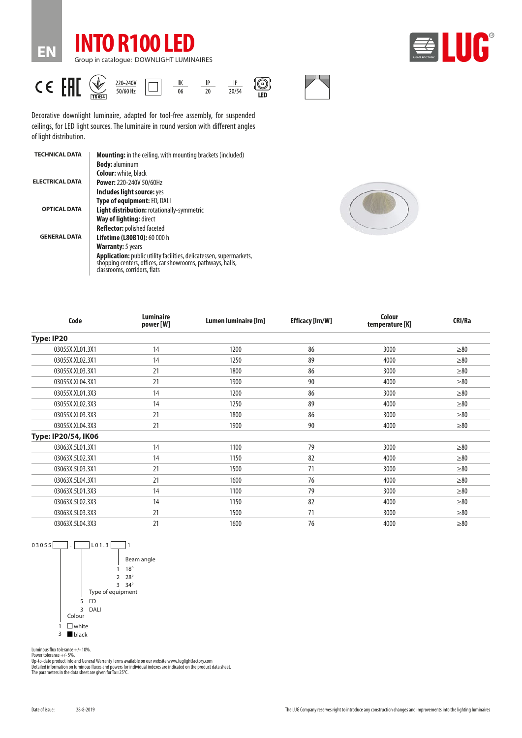EN

# INTO R100 LED

Group in catalogue: DOWNLIGHT LUMINAIRES

220-240V 50/60 Hz | IK 06 | IP 20 | IP 20/54 | LED

Decorative downlight luminaire, adapted for tool-free assembly, for suspended ceilings, for LED light sources. The luminaire in round version with different angles of light distribution.

**TECHNICAL DATA**

**Mounting:** in the ceiling, with mounting brackets (included)
**Body:** aluminum
**Colour:** white, black

**ELECTRICAL DATA**

**Power:** 220-240V 50/60Hz
**Includes light source:** yes
**Type of equipment:** ED, DALI

**OPTICAL DATA**

**Light distribution:** rotationally-symmetric
**Way of lighting:** direct
**Reflector:** polished faceted

**GENERAL DATA**

**Lifetime (L80B10):** 60 000 h
**Warranty:** 5 years
**Application:** public utility facilities, delicatessen, supermarkets, shopping centers, offices, car showrooms, pathways, halls, classrooms, corridors, flats

| Code | Luminaire power [W] | Lumen luminaire [lm] | Efficacy [lm/W] | Colour temperature [K] | CRI/Ra |
|---|---|---|---|---|---|
| **Type: IP20** | | | | | |
| 03055X.XL01.3X1 | 14 | 1200 | 86 | 3000 | ≥80 |
| 03055X.XL02.3X1 | 14 | 1250 | 89 | 4000 | ≥80 |
| 03055X.XL03.3X1 | 21 | 1800 | 86 | 3000 | ≥80 |
| 03055X.XL04.3X1 | 21 | 1900 | 90 | 4000 | ≥80 |
| 03055X.XL01.3X3 | 14 | 1200 | 86 | 3000 | ≥80 |
| 03055X.XL02.3X3 | 14 | 1250 | 89 | 4000 | ≥80 |
| 03055X.XL03.3X3 | 21 | 1800 | 86 | 3000 | ≥80 |
| 03055X.XL04.3X3 | 21 | 1900 | 90 | 4000 | ≥80 |
| **Type: IP20/54, IK06** | | | | | |
| 03063X.5L01.3X1 | 14 | 1100 | 79 | 3000 | ≥80 |
| 03063X.5L02.3X1 | 14 | 1150 | 82 | 4000 | ≥80 |
| 03063X.5L03.3X1 | 21 | 1500 | 71 | 3000 | ≥80 |
| 03063X.5L04.3X1 | 21 | 1600 | 76 | 4000 | ≥80 |
| 03063X.5L01.3X3 | 14 | 1100 | 79 | 3000 | ≥80 |
| 03063X.5L02.3X3 | 14 | 1150 | 82 | 4000 | ≥80 |
| 03063X.5L03.3X3 | 21 | 1500 | 71 | 3000 | ≥80 |
| 03063X.5L04.3X3 | 21 | 1600 | 76 | 4000 | ≥80 |

03055[ ].[ ]L01.3[ ]1

Beam angle
- 1 18°
- 2 28°
- 3 34°

Type of equipment
- 5 ED
- 3 DALI

Colour
- 1 ☐ white
- 3 ■ black

Luminous flux tolerance +/- 10%.
Power tolerance +/- 5%.
Up-to-date product info and General Warranty Terms available on our website www.luglightfactory.com
Detailed information on luminous fluxes and powers for individual indexes are indicated on the product data sheet.
The parameters in the data sheet are given for Ta=25°C.

Date of issue: 28-8-2019

The LUG Company reserves right to introduce any construction changes and improvements into the lighting luminaires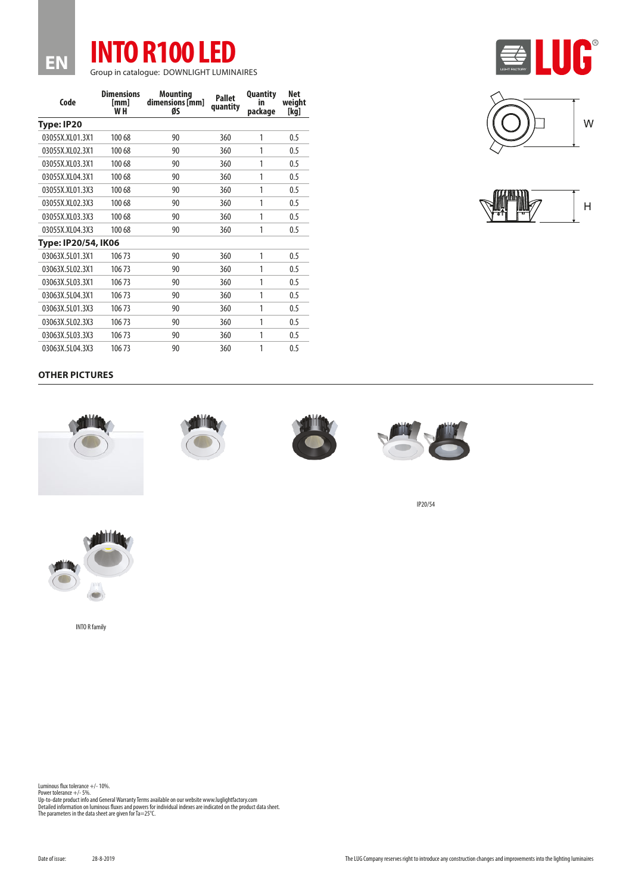EN

# INTO R100 LED

Group in catalogue: DOWNLIGHT LUMINAIRES

| Code | Dimensions [mm] W H | Mounting dimensions [mm] ØS | Pallet quantity | Quantity in package | Net weight [kg] |
|---|---|---|---|---|---|
| **Type: IP20** | | | | | |
| 03055X.XL01.3X1 | 100 68 | 90 | 360 | 1 | 0.5 |
| 03055X.XL02.3X1 | 100 68 | 90 | 360 | 1 | 0.5 |
| 03055X.XL03.3X1 | 100 68 | 90 | 360 | 1 | 0.5 |
| 03055X.XL04.3X1 | 100 68 | 90 | 360 | 1 | 0.5 |
| 03055X.XL01.3X3 | 100 68 | 90 | 360 | 1 | 0.5 |
| 03055X.XL02.3X3 | 100 68 | 90 | 360 | 1 | 0.5 |
| 03055X.XL03.3X3 | 100 68 | 90 | 360 | 1 | 0.5 |
| 03055X.XL04.3X3 | 100 68 | 90 | 360 | 1 | 0.5 |
| **Type: IP20/54, IK06** | | | | | |
| 03063X.5L01.3X1 | 106 73 | 90 | 360 | 1 | 0.5 |
| 03063X.5L02.3X1 | 106 73 | 90 | 360 | 1 | 0.5 |
| 03063X.5L03.3X1 | 106 73 | 90 | 360 | 1 | 0.5 |
| 03063X.5L04.3X1 | 106 73 | 90 | 360 | 1 | 0.5 |
| 03063X.5L01.3X3 | 106 73 | 90 | 360 | 1 | 0.5 |
| 03063X.5L02.3X3 | 106 73 | 90 | 360 | 1 | 0.5 |
| 03063X.5L03.3X3 | 106 73 | 90 | 360 | 1 | 0.5 |
| 03063X.5L04.3X3 | 106 73 | 90 | 360 | 1 | 0.5 |

W

H

## OTHER PICTURES

IP20/54

INTO R family

Luminous flux tolerance +/- 10%.
Power tolerance +/- 5%.
Up-to-date product info and General Warranty Terms available on our website www.luglightfactory.com
Detailed information on luminous fluxes and powers for individual indexes are indicated on the product data sheet.
The parameters in the data sheet are given for Ta=25°C.

Date of issue: 28-8-2019

The LUG Company reserves right to introduce any construction changes and improvements into the lighting luminaires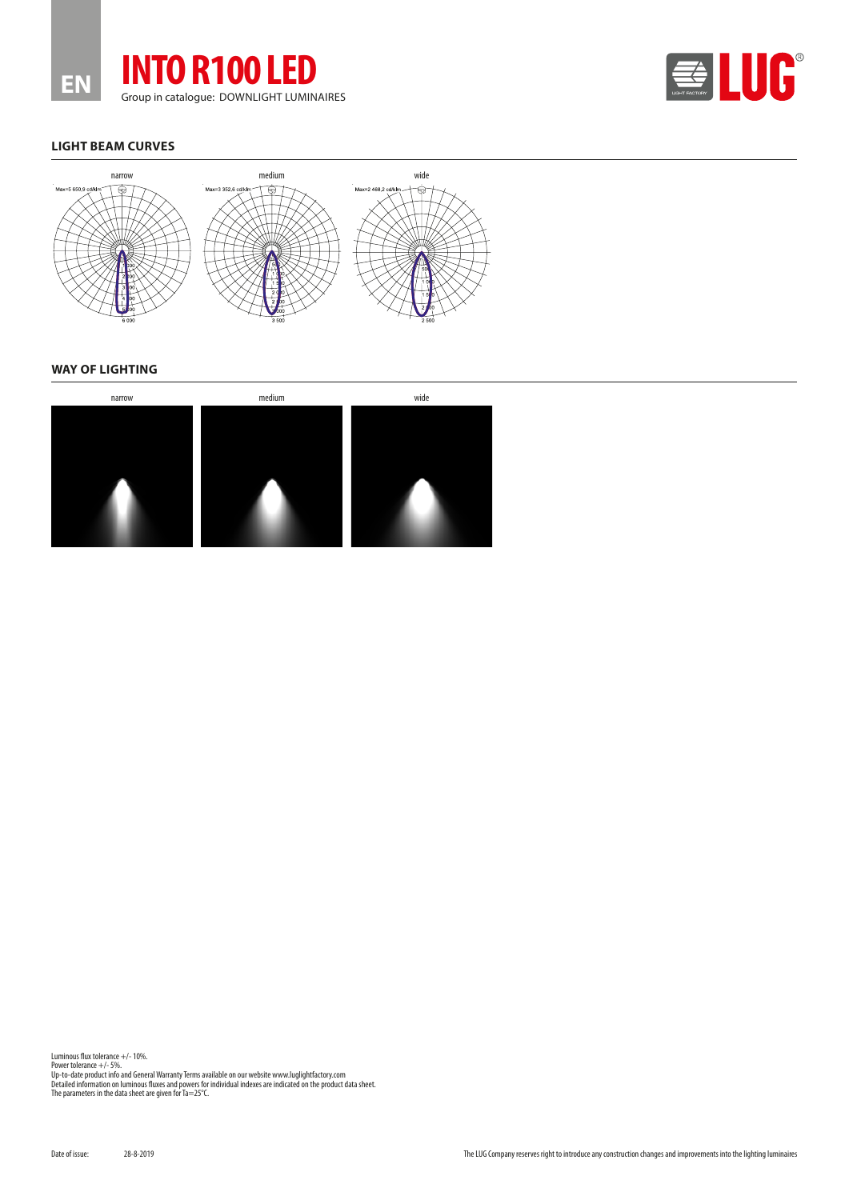EN

# INTO R100 LED

Group in catalogue: DOWNLIGHT LUMINAIRES

## LIGHT BEAM CURVES

narrow

Max=5 650,9 cd/klm

6 000

medium

Max=3 352,6 cd/klm

3 500

wide

Max=2 468,2 cd/klm

2 500

## WAY OF LIGHTING

narrow

medium

wide

Luminous flux tolerance +/- 10%.
Power tolerance +/- 5%.
Up-to-date product info and General Warranty Terms available on our website www.luglightfactory.com
Detailed information on luminous fluxes and powers for individual indexes are indicated on the product data sheet.
The parameters in the data sheet are given for Ta=25°C.

Date of issue: 28-8-2019

The LUG Company reserves right to introduce any construction changes and improvements into the lighting luminaires